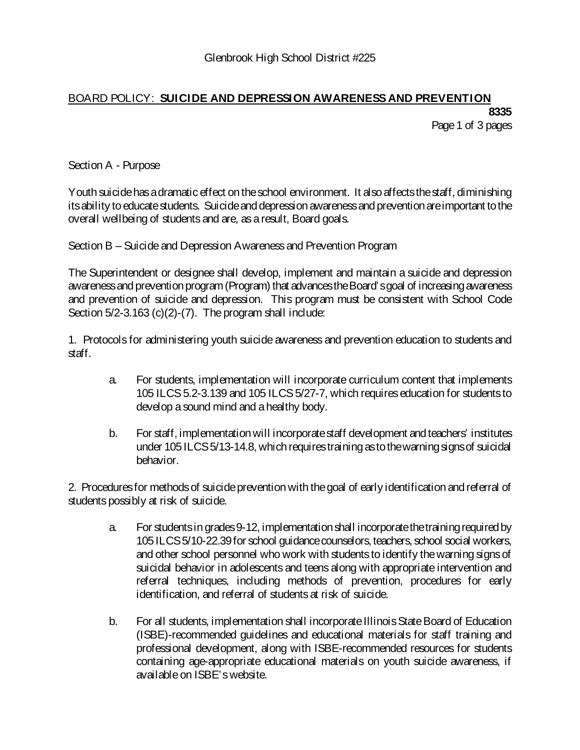Glenbrook High School District #225

## BOARD POLICY: **SUICIDE AND DEPRESSION AWARENESS AND PREVENTION**

**8335**

Section A - Purpose

Youth suicide has a dramatic effect on the school environment. It also affects the staff, diminishing its ability to educate students. Suicide and depression awareness and prevention are important to the overall wellbeing of students and are, as a result, Board goals.

Section B – Suicide and Depression Awareness and Prevention Program

The Superintendent or designee shall develop, implement and maintain a suicide and depression awareness and prevention program (Program) that advances the Board's goal of increasing awareness and prevention of suicide and depression. This program must be consistent with School Code Section 5/2-3.163 (c)(2)-(7). The program shall include:

1. Protocols for administering youth suicide awareness and prevention education to students and staff.

    a. For students, implementation will incorporate curriculum content that implements 105 ILCS 5.2-3.139 and 105 ILCS 5/27-7, which requires education for students to develop a sound mind and a healthy body.

    b. For staff, implementation will incorporate staff development and teachers' institutes under 105 ILCS 5/13-14.8, which requires training as to the warning signs of suicidal behavior.

2. Procedures for methods of suicide prevention with the goal of early identification and referral of students possibly at risk of suicide.

    a. For students in grades 9-12, implementation shall incorporate the training required by 105 ILCS 5/10-22.39 for school guidance counselors, teachers, school social workers, and other school personnel who work with students to identify the warning signs of suicidal behavior in adolescents and teens along with appropriate intervention and referral techniques, including methods of prevention, procedures for early identification, and referral of students at risk of suicide.

    b. For all students, implementation shall incorporate Illinois State Board of Education (ISBE)-recommended guidelines and educational materials for staff training and professional development, along with ISBE-recommended resources for students containing age-appropriate educational materials on youth suicide awareness, if available on ISBE's website.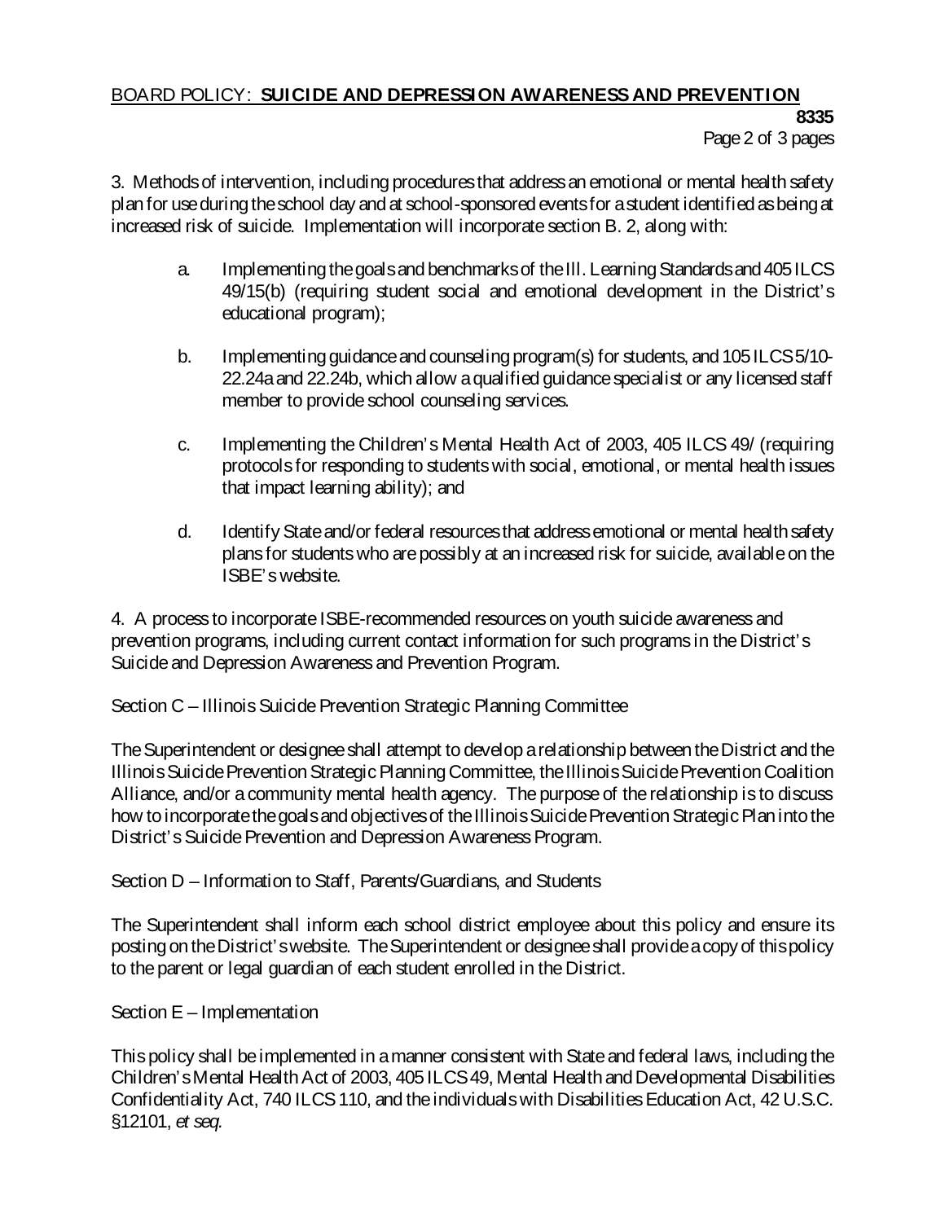3. Methods of intervention, including procedures that address an emotional or mental health safety plan for use during the school day and at school-sponsored events for a student identified as being at increased risk of suicide. Implementation will incorporate section B. 2, along with:

a. Implementing the goals and benchmarks of the Ill. Learning Standards and 405 ILCS 49/15(b) (requiring student social and emotional development in the District's educational program);

b. Implementing guidance and counseling program(s) for students, and 105 ILCS 5/10-22.24a and 22.24b, which allow a qualified guidance specialist or any licensed staff member to provide school counseling services.

c. Implementing the Children's Mental Health Act of 2003, 405 ILCS 49/ (requiring protocols for responding to students with social, emotional, or mental health issues that impact learning ability); and

d. Identify State and/or federal resources that address emotional or mental health safety plans for students who are possibly at an increased risk for suicide, available on the ISBE's website.

4. A process to incorporate ISBE-recommended resources on youth suicide awareness and prevention programs, including current contact information for such programs in the District's Suicide and Depression Awareness and Prevention Program.

Section C – Illinois Suicide Prevention Strategic Planning Committee

The Superintendent or designee shall attempt to develop a relationship between the District and the Illinois Suicide Prevention Strategic Planning Committee, the Illinois Suicide Prevention Coalition Alliance, and/or a community mental health agency. The purpose of the relationship is to discuss how to incorporate the goals and objectives of the Illinois Suicide Prevention Strategic Plan into the District's Suicide Prevention and Depression Awareness Program.

Section D – Information to Staff, Parents/Guardians, and Students

The Superintendent shall inform each school district employee about this policy and ensure its posting on the District's website. The Superintendent or designee shall provide a copy of this policy to the parent or legal guardian of each student enrolled in the District.

Section E – Implementation

This policy shall be implemented in a manner consistent with State and federal laws, including the Children's Mental Health Act of 2003, 405 ILCS 49, Mental Health and Developmental Disabilities Confidentiality Act, 740 ILCS 110, and the individuals with Disabilities Education Act, 42 U.S.C. §12101, *et seq.*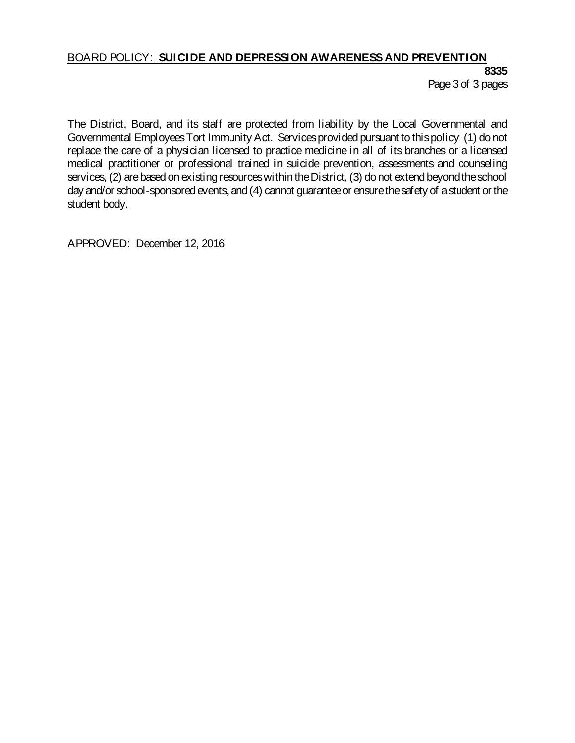The District, Board, and its staff are protected from liability by the Local Governmental and Governmental Employees Tort Immunity Act. Services provided pursuant to this policy: (1) do not replace the care of a physician licensed to practice medicine in all of its branches or a licensed medical practitioner or professional trained in suicide prevention, assessments and counseling services, (2) are based on existing resources within the District, (3) do not extend beyond the school day and/or school-sponsored events, and (4) cannot guarantee or ensure the safety of a student or the student body.

APPROVED: December 12, 2016